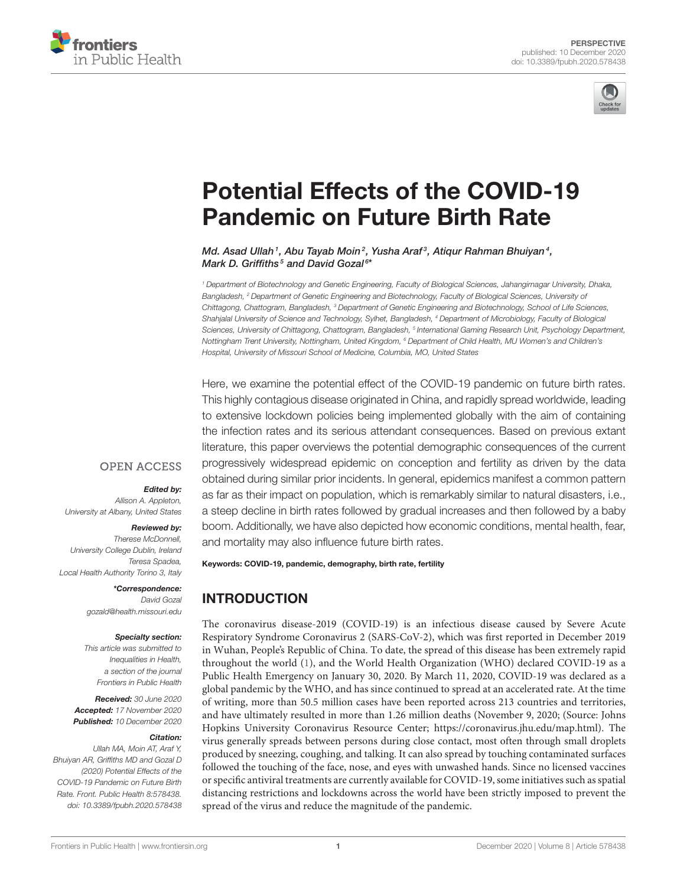PERSPECTIVE
published: 10 December 2020
doi: 10.3389/fpubh.2020.578438

# Potential Effects of the COVID-19 Pandemic on Future Birth Rate

*Md. Asad Ullah[1], Abu Tayab Moin[2], Yusha Araf[3], Atiqur Rahman Bhuiyan[4], Mark D. Griffiths[5] and David Gozal[6]**

[1] Department of Biotechnology and Genetic Engineering, Faculty of Biological Sciences, Jahangirnagar University, Dhaka, Bangladesh, [2] Department of Genetic Engineering and Biotechnology, Faculty of Biological Sciences, University of Chittagong, Chattogram, Bangladesh, [3] Department of Genetic Engineering and Biotechnology, School of Life Sciences, Shahjalal University of Science and Technology, Sylhet, Bangladesh, [4] Department of Microbiology, Faculty of Biological Sciences, University of Chittagong, Chattogram, Bangladesh, [5] International Gaming Research Unit, Psychology Department, Nottingham Trent University, Nottingham, United Kingdom, [6] Department of Child Health, MU Women's and Children's Hospital, University of Missouri School of Medicine, Columbia, MO, United States

OPEN ACCESS

***Edited by:***
Allison A. Appleton,
University at Albany, United States

***Reviewed by:***
Therese McDonnell,
University College Dublin, Ireland
Teresa Spadea,
Local Health Authority Torino 3, Italy

****Correspondence:***
David Gozal
gozald@health.missouri.edu

***Specialty section:***
This article was submitted to
Inequalities in Health,
a section of the journal
Frontiers in Public Health

***Received:*** 30 June 2020
***Accepted:*** 17 November 2020
***Published:*** 10 December 2020

***Citation:***
Ullah MA, Moin AT, Araf Y, Bhuiyan AR, Griffiths MD and Gozal D (2020) Potential Effects of the COVID-19 Pandemic on Future Birth Rate. Front. Public Health 8:578438. doi: 10.3389/fpubh.2020.578438

Here, we examine the potential effect of the COVID-19 pandemic on future birth rates. This highly contagious disease originated in China, and rapidly spread worldwide, leading to extensive lockdown policies being implemented globally with the aim of containing the infection rates and its serious attendant consequences. Based on previous extant literature, this paper overviews the potential demographic consequences of the current progressively widespread epidemic on conception and fertility as driven by the data obtained during similar prior incidents. In general, epidemics manifest a common pattern as far as their impact on population, which is remarkably similar to natural disasters, i.e., a steep decline in birth rates followed by gradual increases and then followed by a baby boom. Additionally, we have also depicted how economic conditions, mental health, fear, and mortality may also influence future birth rates.

**Keywords: COVID-19, pandemic, demography, birth rate, fertility**

## INTRODUCTION

The coronavirus disease-2019 (COVID-19) is an infectious disease caused by Severe Acute Respiratory Syndrome Coronavirus 2 (SARS-CoV-2), which was first reported in December 2019 in Wuhan, People's Republic of China. To date, the spread of this disease has been extremely rapid throughout the world (1), and the World Health Organization (WHO) declared COVID-19 as a Public Health Emergency on January 30, 2020. By March 11, 2020, COVID-19 was declared as a global pandemic by the WHO, and has since continued to spread at an accelerated rate. At the time of writing, more than 50.5 million cases have been reported across 213 countries and territories, and have ultimately resulted in more than 1.26 million deaths (November 9, 2020; (Source: Johns Hopkins University Coronavirus Resource Center; https://coronavirus.jhu.edu/map.html). The virus generally spreads between persons during close contact, most often through small droplets produced by sneezing, coughing, and talking. It can also spread by touching contaminated surfaces followed the touching of the face, nose, and eyes with unwashed hands. Since no licensed vaccines or specific antiviral treatments are currently available for COVID-19, some initiatives such as spatial distancing restrictions and lockdowns across the world have been strictly imposed to prevent the spread of the virus and reduce the magnitude of the pandemic.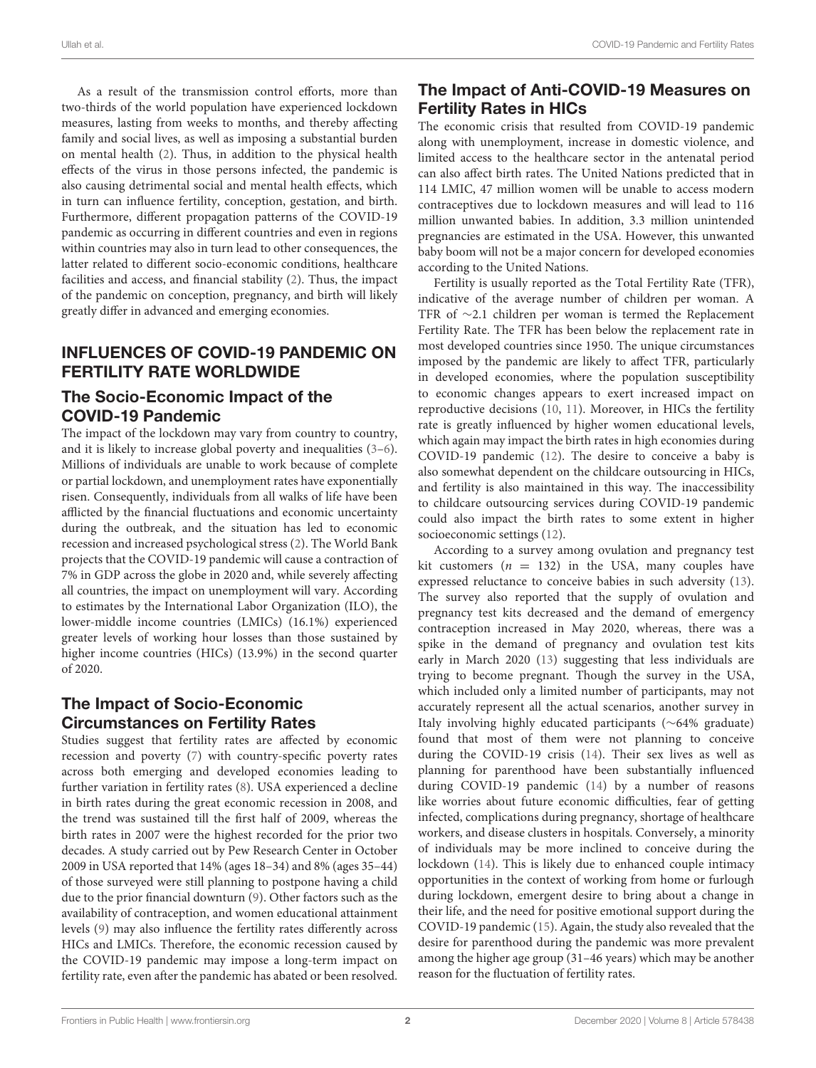As a result of the transmission control efforts, more than two-thirds of the world population have experienced lockdown measures, lasting from weeks to months, and thereby affecting family and social lives, as well as imposing a substantial burden on mental health (2). Thus, in addition to the physical health effects of the virus in those persons infected, the pandemic is also causing detrimental social and mental health effects, which in turn can influence fertility, conception, gestation, and birth. Furthermore, different propagation patterns of the COVID-19 pandemic as occurring in different countries and even in regions within countries may also in turn lead to other consequences, the latter related to different socio-economic conditions, healthcare facilities and access, and financial stability (2). Thus, the impact of the pandemic on conception, pregnancy, and birth will likely greatly differ in advanced and emerging economies.

## INFLUENCES OF COVID-19 PANDEMIC ON FERTILITY RATE WORLDWIDE

### The Socio-Economic Impact of the COVID-19 Pandemic

The impact of the lockdown may vary from country to country, and it is likely to increase global poverty and inequalities (3–6). Millions of individuals are unable to work because of complete or partial lockdown, and unemployment rates have exponentially risen. Consequently, individuals from all walks of life have been afflicted by the financial fluctuations and economic uncertainty during the outbreak, and the situation has led to economic recession and increased psychological stress (2). The World Bank projects that the COVID-19 pandemic will cause a contraction of 7% in GDP across the globe in 2020 and, while severely affecting all countries, the impact on unemployment will vary. According to estimates by the International Labor Organization (ILO), the lower-middle income countries (LMICs) (16.1%) experienced greater levels of working hour losses than those sustained by higher income countries (HICs) (13.9%) in the second quarter of 2020.

### The Impact of Socio-Economic Circumstances on Fertility Rates

Studies suggest that fertility rates are affected by economic recession and poverty (7) with country-specific poverty rates across both emerging and developed economies leading to further variation in fertility rates (8). USA experienced a decline in birth rates during the great economic recession in 2008, and the trend was sustained till the first half of 2009, whereas the birth rates in 2007 were the highest recorded for the prior two decades. A study carried out by Pew Research Center in October 2009 in USA reported that 14% (ages 18–34) and 8% (ages 35–44) of those surveyed were still planning to postpone having a child due to the prior financial downturn (9). Other factors such as the availability of contraception, and women educational attainment levels (9) may also influence the fertility rates differently across HICs and LMICs. Therefore, the economic recession caused by the COVID-19 pandemic may impose a long-term impact on fertility rate, even after the pandemic has abated or been resolved.

### The Impact of Anti-COVID-19 Measures on Fertility Rates in HICs

The economic crisis that resulted from COVID-19 pandemic along with unemployment, increase in domestic violence, and limited access to the healthcare sector in the antenatal period can also affect birth rates. The United Nations predicted that in 114 LMIC, 47 million women will be unable to access modern contraceptives due to lockdown measures and will lead to 116 million unwanted babies. In addition, 3.3 million unintended pregnancies are estimated in the USA. However, this unwanted baby boom will not be a major concern for developed economies according to the United Nations.

Fertility is usually reported as the Total Fertility Rate (TFR), indicative of the average number of children per woman. A TFR of ∼2.1 children per woman is termed the Replacement Fertility Rate. The TFR has been below the replacement rate in most developed countries since 1950. The unique circumstances imposed by the pandemic are likely to affect TFR, particularly in developed economies, where the population susceptibility to economic changes appears to exert increased impact on reproductive decisions (10, 11). Moreover, in HICs the fertility rate is greatly influenced by higher women educational levels, which again may impact the birth rates in high economies during COVID-19 pandemic (12). The desire to conceive a baby is also somewhat dependent on the childcare outsourcing in HICs, and fertility is also maintained in this way. The inaccessibility to childcare outsourcing services during COVID-19 pandemic could also impact the birth rates to some extent in higher socioeconomic settings (12).

According to a survey among ovulation and pregnancy test kit customers ($n = 132$) in the USA, many couples have expressed reluctance to conceive babies in such adversity (13). The survey also reported that the supply of ovulation and pregnancy test kits decreased and the demand of emergency contraception increased in May 2020, whereas, there was a spike in the demand of pregnancy and ovulation test kits early in March 2020 (13) suggesting that less individuals are trying to become pregnant. Though the survey in the USA, which included only a limited number of participants, may not accurately represent all the actual scenarios, another survey in Italy involving highly educated participants (∼64% graduate) found that most of them were not planning to conceive during the COVID-19 crisis (14). Their sex lives as well as planning for parenthood have been substantially influenced during COVID-19 pandemic (14) by a number of reasons like worries about future economic difficulties, fear of getting infected, complications during pregnancy, shortage of healthcare workers, and disease clusters in hospitals. Conversely, a minority of individuals may be more inclined to conceive during the lockdown (14). This is likely due to enhanced couple intimacy opportunities in the context of working from home or furlough during lockdown, emergent desire to bring about a change in their life, and the need for positive emotional support during the COVID-19 pandemic (15). Again, the study also revealed that the desire for parenthood during the pandemic was more prevalent among the higher age group (31–46 years) which may be another reason for the fluctuation of fertility rates.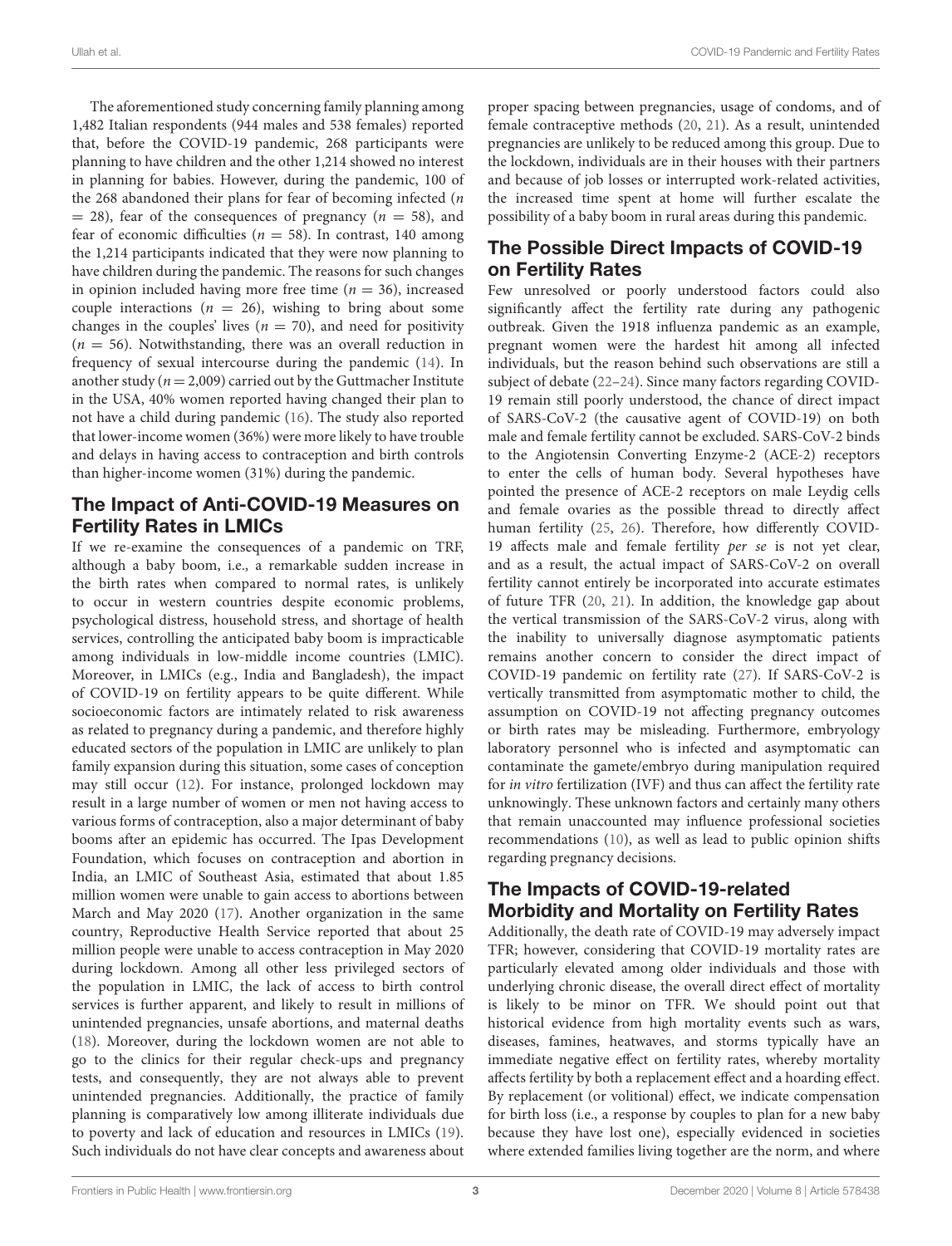The aforementioned study concerning family planning among 1,482 Italian respondents (944 males and 538 females) reported that, before the COVID-19 pandemic, 268 participants were planning to have children and the other 1,214 showed no interest in planning for babies. However, during the pandemic, 100 of the 268 abandoned their plans for fear of becoming infected ($n = 28$), fear of the consequences of pregnancy ($n = 58$), and fear of economic difficulties ($n = 58$). In contrast, 140 among the 1,214 participants indicated that they were now planning to have children during the pandemic. The reasons for such changes in opinion included having more free time ($n = 36$), increased couple interactions ($n = 26$), wishing to bring about some changes in the couples' lives ($n = 70$), and need for positivity ($n = 56$). Notwithstanding, there was an overall reduction in frequency of sexual intercourse during the pandemic (14). In another study ($n = 2,009$) carried out by the Guttmacher Institute in the USA, 40% women reported having changed their plan to not have a child during pandemic (16). The study also reported that lower-income women (36%) were more likely to have trouble and delays in having access to contraception and birth controls than higher-income women (31%) during the pandemic.

## The Impact of Anti-COVID-19 Measures on Fertility Rates in LMICs

If we re-examine the consequences of a pandemic on TRF, although a baby boom, i.e., a remarkable sudden increase in the birth rates when compared to normal rates, is unlikely to occur in western countries despite economic problems, psychological distress, household stress, and shortage of health services, controlling the anticipated baby boom is impracticable among individuals in low-middle income countries (LMIC). Moreover, in LMICs (e.g., India and Bangladesh), the impact of COVID-19 on fertility appears to be quite different. While socioeconomic factors are intimately related to risk awareness as related to pregnancy during a pandemic, and therefore highly educated sectors of the population in LMIC are unlikely to plan family expansion during this situation, some cases of conception may still occur (12). For instance, prolonged lockdown may result in a large number of women or men not having access to various forms of contraception, also a major determinant of baby booms after an epidemic has occurred. The Ipas Development Foundation, which focuses on contraception and abortion in India, an LMIC of Southeast Asia, estimated that about 1.85 million women were unable to gain access to abortions between March and May 2020 (17). Another organization in the same country, Reproductive Health Service reported that about 25 million people were unable to access contraception in May 2020 during lockdown. Among all other less privileged sectors of the population in LMIC, the lack of access to birth control services is further apparent, and likely to result in millions of unintended pregnancies, unsafe abortions, and maternal deaths (18). Moreover, during the lockdown women are not able to go to the clinics for their regular check-ups and pregnancy tests, and consequently, they are not always able to prevent unintended pregnancies. Additionally, the practice of family planning is comparatively low among illiterate individuals due to poverty and lack of education and resources in LMICs (19). Such individuals do not have clear concepts and awareness about proper spacing between pregnancies, usage of condoms, and of female contraceptive methods (20, 21). As a result, unintended pregnancies are unlikely to be reduced among this group. Due to the lockdown, individuals are in their houses with their partners and because of job losses or interrupted work-related activities, the increased time spent at home will further escalate the possibility of a baby boom in rural areas during this pandemic.

## The Possible Direct Impacts of COVID-19 on Fertility Rates

Few unresolved or poorly understood factors could also significantly affect the fertility rate during any pathogenic outbreak. Given the 1918 influenza pandemic as an example, pregnant women were the hardest hit among all infected individuals, but the reason behind such observations are still a subject of debate (22–24). Since many factors regarding COVID-19 remain still poorly understood, the chance of direct impact of SARS-CoV-2 (the causative agent of COVID-19) on both male and female fertility cannot be excluded. SARS-CoV-2 binds to the Angiotensin Converting Enzyme-2 (ACE-2) receptors to enter the cells of human body. Several hypotheses have pointed the presence of ACE-2 receptors on male Leydig cells and female ovaries as the possible thread to directly affect human fertility (25, 26). Therefore, how differently COVID-19 affects male and female fertility *per se* is not yet clear, and as a result, the actual impact of SARS-CoV-2 on overall fertility cannot entirely be incorporated into accurate estimates of future TFR (20, 21). In addition, the knowledge gap about the vertical transmission of the SARS-CoV-2 virus, along with the inability to universally diagnose asymptomatic patients remains another concern to consider the direct impact of COVID-19 pandemic on fertility rate (27). If SARS-CoV-2 is vertically transmitted from asymptomatic mother to child, the assumption on COVID-19 not affecting pregnancy outcomes or birth rates may be misleading. Furthermore, embryology laboratory personnel who is infected and asymptomatic can contaminate the gamete/embryo during manipulation required for *in vitro* fertilization (IVF) and thus can affect the fertility rate unknowingly. These unknown factors and certainly many others that remain unaccounted may influence professional societies recommendations (10), as well as lead to public opinion shifts regarding pregnancy decisions.

## The Impacts of COVID-19-related Morbidity and Mortality on Fertility Rates

Additionally, the death rate of COVID-19 may adversely impact TFR; however, considering that COVID-19 mortality rates are particularly elevated among older individuals and those with underlying chronic disease, the overall direct effect of mortality is likely to be minor on TFR. We should point out that historical evidence from high mortality events such as wars, diseases, famines, heatwaves, and storms typically have an immediate negative effect on fertility rates, whereby mortality affects fertility by both a replacement effect and a hoarding effect. By replacement (or volitional) effect, we indicate compensation for birth loss (i.e., a response by couples to plan for a new baby because they have lost one), especially evidenced in societies where extended families living together are the norm, and where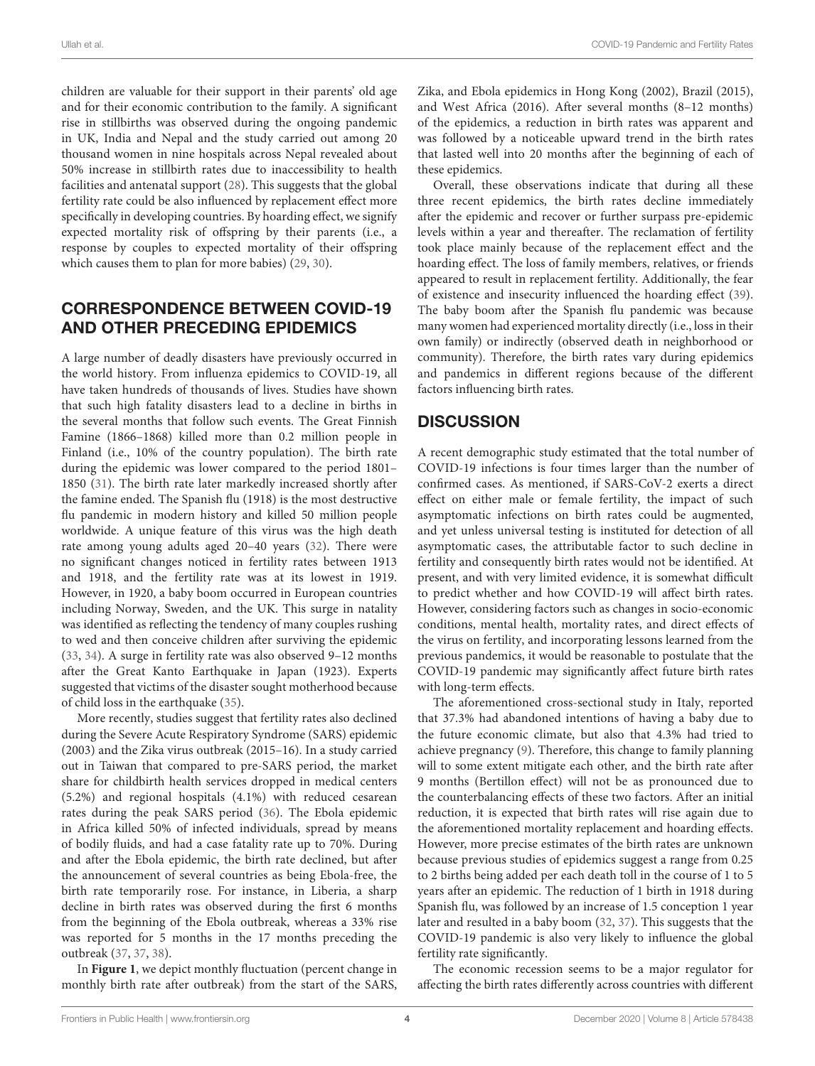children are valuable for their support in their parents' old age and for their economic contribution to the family. A significant rise in stillbirths was observed during the ongoing pandemic in UK, India and Nepal and the study carried out among 20 thousand women in nine hospitals across Nepal revealed about 50% increase in stillbirth rates due to inaccessibility to health facilities and antenatal support (28). This suggests that the global fertility rate could be also influenced by replacement effect more specifically in developing countries. By hoarding effect, we signify expected mortality risk of offspring by their parents (i.e., a response by couples to expected mortality of their offspring which causes them to plan for more babies) (29, 30).

## CORRESPONDENCE BETWEEN COVID-19 AND OTHER PRECEDING EPIDEMICS

A large number of deadly disasters have previously occurred in the world history. From influenza epidemics to COVID-19, all have taken hundreds of thousands of lives. Studies have shown that such high fatality disasters lead to a decline in births in the several months that follow such events. The Great Finnish Famine (1866–1868) killed more than 0.2 million people in Finland (i.e., 10% of the country population). The birth rate during the epidemic was lower compared to the period 1801–1850 (31). The birth rate later markedly increased shortly after the famine ended. The Spanish flu (1918) is the most destructive flu pandemic in modern history and killed 50 million people worldwide. A unique feature of this virus was the high death rate among young adults aged 20–40 years (32). There were no significant changes noticed in fertility rates between 1913 and 1918, and the fertility rate was at its lowest in 1919. However, in 1920, a baby boom occurred in European countries including Norway, Sweden, and the UK. This surge in natality was identified as reflecting the tendency of many couples rushing to wed and then conceive children after surviving the epidemic (33, 34). A surge in fertility rate was also observed 9–12 months after the Great Kanto Earthquake in Japan (1923). Experts suggested that victims of the disaster sought motherhood because of child loss in the earthquake (35).

More recently, studies suggest that fertility rates also declined during the Severe Acute Respiratory Syndrome (SARS) epidemic (2003) and the Zika virus outbreak (2015–16). In a study carried out in Taiwan that compared to pre-SARS period, the market share for childbirth health services dropped in medical centers (5.2%) and regional hospitals (4.1%) with reduced cesarean rates during the peak SARS period (36). The Ebola epidemic in Africa killed 50% of infected individuals, spread by means of bodily fluids, and had a case fatality rate up to 70%. During and after the Ebola epidemic, the birth rate declined, but after the announcement of several countries as being Ebola-free, the birth rate temporarily rose. For instance, in Liberia, a sharp decline in birth rates was observed during the first 6 months from the beginning of the Ebola outbreak, whereas a 33% rise was reported for 5 months in the 17 months preceding the outbreak (37, 37, 38).

In **Figure 1**, we depict monthly fluctuation (percent change in monthly birth rate after outbreak) from the start of the SARS, Zika, and Ebola epidemics in Hong Kong (2002), Brazil (2015), and West Africa (2016). After several months (8–12 months) of the epidemics, a reduction in birth rates was apparent and was followed by a noticeable upward trend in the birth rates that lasted well into 20 months after the beginning of each of these epidemics.

Overall, these observations indicate that during all these three recent epidemics, the birth rates decline immediately after the epidemic and recover or further surpass pre-epidemic levels within a year and thereafter. The reclamation of fertility took place mainly because of the replacement effect and the hoarding effect. The loss of family members, relatives, or friends appeared to result in replacement fertility. Additionally, the fear of existence and insecurity influenced the hoarding effect (39). The baby boom after the Spanish flu pandemic was because many women had experienced mortality directly (i.e., loss in their own family) or indirectly (observed death in neighborhood or community). Therefore, the birth rates vary during epidemics and pandemics in different regions because of the different factors influencing birth rates.

## DISCUSSION

A recent demographic study estimated that the total number of COVID-19 infections is four times larger than the number of confirmed cases. As mentioned, if SARS-CoV-2 exerts a direct effect on either male or female fertility, the impact of such asymptomatic infections on birth rates could be augmented, and yet unless universal testing is instituted for detection of all asymptomatic cases, the attributable factor to such decline in fertility and consequently birth rates would not be identified. At present, and with very limited evidence, it is somewhat difficult to predict whether and how COVID-19 will affect birth rates. However, considering factors such as changes in socio-economic conditions, mental health, mortality rates, and direct effects of the virus on fertility, and incorporating lessons learned from the previous pandemics, it would be reasonable to postulate that the COVID-19 pandemic may significantly affect future birth rates with long-term effects.

The aforementioned cross-sectional study in Italy, reported that 37.3% had abandoned intentions of having a baby due to the future economic climate, but also that 4.3% had tried to achieve pregnancy (9). Therefore, this change to family planning will to some extent mitigate each other, and the birth rate after 9 months (Bertillon effect) will not be as pronounced due to the counterbalancing effects of these two factors. After an initial reduction, it is expected that birth rates will rise again due to the aforementioned mortality replacement and hoarding effects. However, more precise estimates of the birth rates are unknown because previous studies of epidemics suggest a range from 0.25 to 2 births being added per each death toll in the course of 1 to 5 years after an epidemic. The reduction of 1 birth in 1918 during Spanish flu, was followed by an increase of 1.5 conception 1 year later and resulted in a baby boom (32, 37). This suggests that the COVID-19 pandemic is also very likely to influence the global fertility rate significantly.

The economic recession seems to be a major regulator for affecting the birth rates differently across countries with different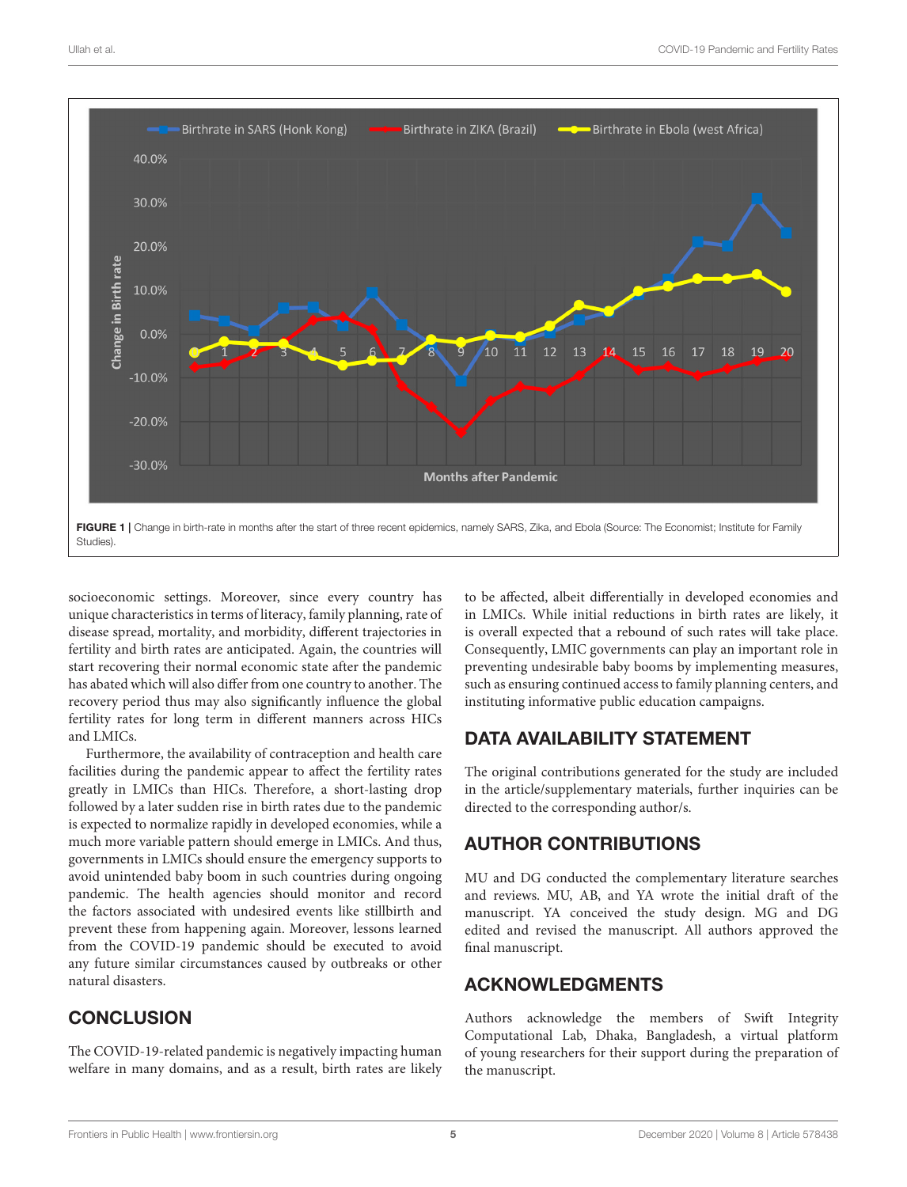FIGURE 1 | Change in birth-rate in months after the start of three recent epidemics, namely SARS, Zika, and Ebola (Source: The Economist; Institute for Family Studies).

socioeconomic settings. Moreover, since every country has unique characteristics in terms of literacy, family planning, rate of disease spread, mortality, and morbidity, different trajectories in fertility and birth rates are anticipated. Again, the countries will start recovering their normal economic state after the pandemic has abated which will also differ from one country to another. The recovery period thus may also significantly influence the global fertility rates for long term in different manners across HICs and LMICs.

Furthermore, the availability of contraception and health care facilities during the pandemic appear to affect the fertility rates greatly in LMICs than HICs. Therefore, a short-lasting drop followed by a later sudden rise in birth rates due to the pandemic is expected to normalize rapidly in developed economies, while a much more variable pattern should emerge in LMICs. And thus, governments in LMICs should ensure the emergency supports to avoid unintended baby boom in such countries during ongoing pandemic. The health agencies should monitor and record the factors associated with undesired events like stillbirth and prevent these from happening again. Moreover, lessons learned from the COVID-19 pandemic should be executed to avoid any future similar circumstances caused by outbreaks or other natural disasters.

## CONCLUSION

The COVID-19-related pandemic is negatively impacting human welfare in many domains, and as a result, birth rates are likely to be affected, albeit differentially in developed economies and in LMICs. While initial reductions in birth rates are likely, it is overall expected that a rebound of such rates will take place. Consequently, LMIC governments can play an important role in preventing undesirable baby booms by implementing measures, such as ensuring continued access to family planning centers, and instituting informative public education campaigns.

## DATA AVAILABILITY STATEMENT

The original contributions generated for the study are included in the article/supplementary materials, further inquiries can be directed to the corresponding author/s.

## AUTHOR CONTRIBUTIONS

MU and DG conducted the complementary literature searches and reviews. MU, AB, and YA wrote the initial draft of the manuscript. YA conceived the study design. MG and DG edited and revised the manuscript. All authors approved the final manuscript.

## ACKNOWLEDGMENTS

Authors acknowledge the members of Swift Integrity Computational Lab, Dhaka, Bangladesh, a virtual platform of young researchers for their support during the preparation of the manuscript.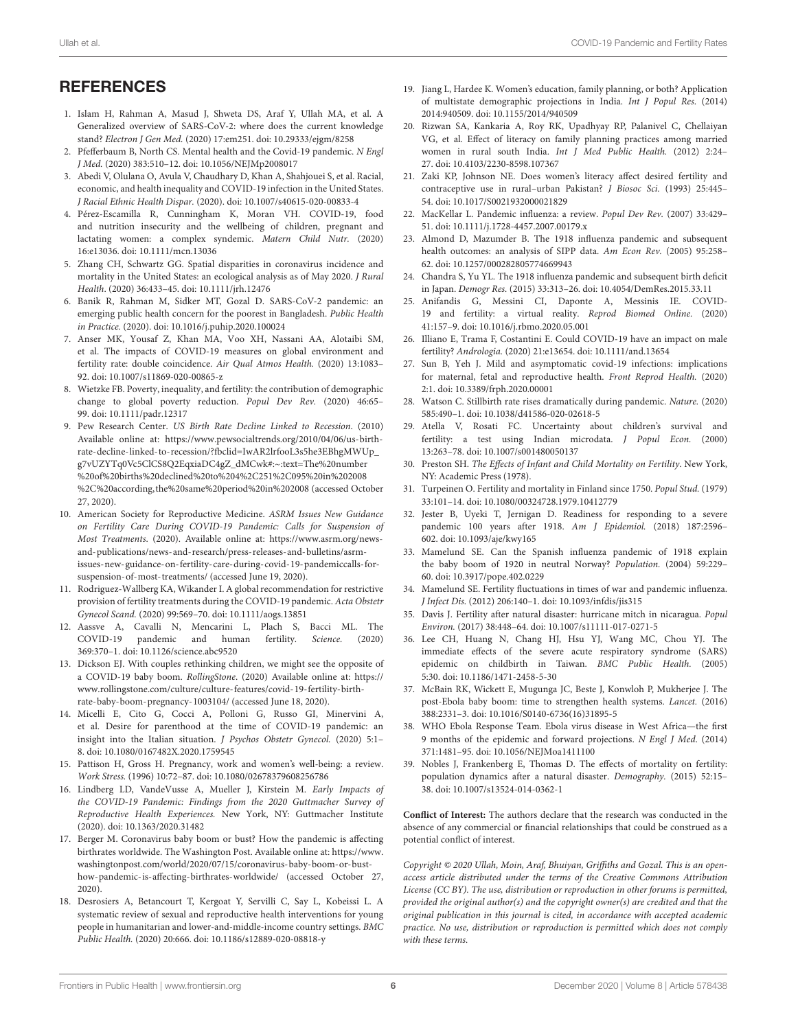## REFERENCES

1. Islam H, Rahman A, Masud J, Shweta DS, Araf Y, Ullah MA, et al. A Generalized overview of SARS-CoV-2: where does the current knowledge stand? *Electron J Gen Med.* (2020) 17:em251. doi: 10.29333/ejgm/8258
2. Pfefferbaum B, North CS. Mental health and the Covid-19 pandemic. *N Engl J Med.* (2020) 383:510–12. doi: 10.1056/NEJMp2008017
3. Abedi V, Olulana O, Avula V, Chaudhary D, Khan A, Shahjouei S, et al. Racial, economic, and health inequality and COVID-19 infection in the United States. *J Racial Ethnic Health Dispar.* (2020). doi: 10.1007/s40615-020-00833-4
4. Pérez-Escamilla R, Cunningham K, Moran VH. COVID-19, food and nutrition insecurity and the wellbeing of children, pregnant and lactating women: a complex syndemic. *Matern Child Nutr.* (2020) 16:e13036. doi: 10.1111/mcn.13036
5. Zhang CH, Schwartz GG. Spatial disparities in coronavirus incidence and mortality in the United States: an ecological analysis as of May 2020. *J Rural Health*. (2020) 36:433–45. doi: 10.1111/jrh.12476
6. Banik R, Rahman M, Sidker MT, Gozal D. SARS-CoV-2 pandemic: an emerging public health concern for the poorest in Bangladesh. *Public Health in Practice.* (2020). doi: 10.1016/j.puhip.2020.100024
7. Anser MK, Yousaf Z, Khan MA, Voo XH, Nassani AA, Alotaibi SM, et al. The impacts of COVID-19 measures on global environment and fertility rate: double coincidence. *Air Qual Atmos Health.* (2020) 13:1083–92. doi: 10.1007/s11869-020-00865-z
8. Wietzke FB. Poverty, inequality, and fertility: the contribution of demographic change to global poverty reduction. *Popul Dev Rev.* (2020) 46:65–99. doi: 10.1111/padr.12317
9. Pew Research Center. *US Birth Rate Decline Linked to Recession*. (2010) Available online at: https://www.pewsocialtrends.org/2010/04/06/us-birth-rate-decline-linked-to-recession/?fbclid=IwAR2lrfooL3s5he3EBhgMWUp_g7vUZYTq0Vc5ClCS8Q2EqxiaDC4gZ_dMCwk#:~:text=The%20number%20of%20births%20declined%20to%204%2C251%2C095%20in%202008%2C%20according,the%20same%20period%20in%202008 (accessed October 27, 2020).
10. American Society for Reproductive Medicine. *ASRM Issues New Guidance on Fertility Care During COVID-19 Pandemic: Calls for Suspension of Most Treatments*. (2020). Available online at: https://www.asrm.org/news-and-publications/news-and-research/press-releases-and-bulletins/asrm-issues-new-guidance-on-fertility-care-during-covid-19-pandemiccalls-for-suspension-of-most-treatments/ (accessed June 19, 2020).
11. Rodriguez-Wallberg KA, Wikander I. A global recommendation for restrictive provision of fertility treatments during the COVID-19 pandemic. *Acta Obstetr Gynecol Scand.* (2020) 99:569–70. doi: 10.1111/aogs.13851
12. Aassve A, Cavalli N, Mencarini L, Plach S, Bacci ML. The COVID-19 pandemic and human fertility. *Science.* (2020) 369:370–1. doi: 10.1126/science.abc9520
13. Dickson EJ. With couples rethinking children, we might see the opposite of a COVID-19 baby boom. *RollingStone*. (2020) Available online at: https://www.rollingstone.com/culture/culture-features/covid-19-fertility-birth-rate-baby-boom-pregnancy-1003104/ (accessed June 18, 2020).
14. Micelli E, Cito G, Cocci A, Polloni G, Russo GI, Minervini A, et al. Desire for parenthood at the time of COVID-19 pandemic: an insight into the Italian situation. *J Psychos Obstetr Gynecol.* (2020) 5:1–8. doi: 10.1080/0167482X.2020.1759545
15. Pattison H, Gross H. Pregnancy, work and women's well-being: a review. *Work Stress.* (1996) 10:72–87. doi: 10.1080/02678379608256786
16. Lindberg LD, VandeVusse A, Mueller J, Kirstein M. *Early Impacts of the COVID-19 Pandemic: Findings from the 2020 Guttmacher Survey of Reproductive Health Experiences.* New York, NY: Guttmacher Institute (2020). doi: 10.1363/2020.31482
17. Berger M. Coronavirus baby boom or bust? How the pandemic is affecting birthrates worldwide. The Washington Post. Available online at: https://www.washingtonpost.com/world/2020/07/15/coronavirus-baby-boom-or-bust-how-pandemic-is-affecting-birthrates-worldwide/ (accessed October 27, 2020).
18. Desrosiers A, Betancourt T, Kergoat Y, Servilli C, Say L, Kobeissi L. A systematic review of sexual and reproductive health interventions for young people in humanitarian and lower-and-middle-income country settings. *BMC Public Health.* (2020) 20:666. doi: 10.1186/s12889-020-08818-y
19. Jiang L, Hardee K. Women's education, family planning, or both? Application of multistate demographic projections in India. *Int J Popul Res.* (2014) 2014:940509. doi: 10.1155/2014/940509
20. Rizwan SA, Kankaria A, Roy RK, Upadhyay RP, Palanivel C, Chellaiyan VG, et al. Effect of literacy on family planning practices among married women in rural south India. *Int J Med Public Health.* (2012) 2:24–27. doi: 10.4103/2230-8598.107367
21. Zaki KP, Johnson NE. Does women's literacy affect desired fertility and contraceptive use in rural–urban Pakistan? *J Biosoc Sci.* (1993) 25:445–54. doi: 10.1017/S0021932000021829
22. MacKellar L. Pandemic influenza: a review. *Popul Dev Rev.* (2007) 33:429–51. doi: 10.1111/j.1728-4457.2007.00179.x
23. Almond D, Mazumder B. The 1918 influenza pandemic and subsequent health outcomes: an analysis of SIPP data. *Am Econ Rev.* (2005) 95:258–62. doi: 10.1257/000282805774669943
24. Chandra S, Yu YL. The 1918 influenza pandemic and subsequent birth deficit in Japan. *Demogr Res.* (2015) 33:313–26. doi: 10.4054/DemRes.2015.33.11
25. Anifandis G, Messini CI, Daponte A, Messinis IE. COVID-19 and fertility: a virtual reality. *Reprod Biomed Online.* (2020) 41:157–9. doi: 10.1016/j.rbmo.2020.05.001
26. Illiano E, Trama F, Costantini E. Could COVID-19 have an impact on male fertility? *Andrologia.* (2020) 21:e13654. doi: 10.1111/and.13654
27. Sun B, Yeh J. Mild and asymptomatic covid-19 infections: implications for maternal, fetal and reproductive health. *Front Reprod Health.* (2020) 2:1. doi: 10.3389/frph.2020.00001
28. Watson C. Stillbirth rate rises dramatically during pandemic. *Nature.* (2020) 585:490–1. doi: 10.1038/d41586-020-02618-5
29. Atella V, Rosati FC. Uncertainty about children's survival and fertility: a test using Indian microdata. *J Popul Econ.* (2000) 13:263–78. doi: 10.1007/s001480050137
30. Preston SH. *The Effects of Infant and Child Mortality on Fertility*. New York, NY: Academic Press (1978).
31. Turpeinen O. Fertility and mortality in Finland since 1750. *Popul Stud.* (1979) 33:101–14. doi: 10.1080/00324728.1979.10412779
32. Jester B, Uyeki T, Jernigan D. Readiness for responding to a severe pandemic 100 years after 1918. *Am J Epidemiol.* (2018) 187:2596–602. doi: 10.1093/aje/kwy165
33. Mamelund SE. Can the Spanish influenza pandemic of 1918 explain the baby boom of 1920 in neutral Norway? *Population.* (2004) 59:229–60. doi: 10.3917/pope.402.0229
34. Mamelund SE. Fertility fluctuations in times of war and pandemic influenza. *J Infect Dis.* (2012) 206:140–1. doi: 10.1093/infdis/jis315
35. Davis J. Fertility after natural disaster: hurricane mitch in nicaragua. *Popul Environ.* (2017) 38:448–64. doi: 10.1007/s11111-017-0271-5
36. Lee CH, Huang N, Chang HJ, Hsu YJ, Wang MC, Chou YJ. The immediate effects of the severe acute respiratory syndrome (SARS) epidemic on childbirth in Taiwan. *BMC Public Health.* (2005) 5:30. doi: 10.1186/1471-2458-5-30
37. McBain RK, Wickett E, Mugunga JC, Beste J, Konwloh P, Mukherjee J. The post-Ebola baby boom: time to strengthen health systems. *Lancet.* (2016) 388:2331–3. doi: 10.1016/S0140-6736(16)31895-5
38. WHO Ebola Response Team. Ebola virus disease in West Africa—the first 9 months of the epidemic and forward projections. *N Engl J Med.* (2014) 371:1481–95. doi: 10.1056/NEJMoa1411100
39. Nobles J, Frankenberg E, Thomas D. The effects of mortality on fertility: population dynamics after a natural disaster. *Demography.* (2015) 52:15–38. doi: 10.1007/s13524-014-0362-1

**Conflict of Interest:** The authors declare that the research was conducted in the absence of any commercial or financial relationships that could be construed as a potential conflict of interest.

*Copyright © 2020 Ullah, Moin, Araf, Bhuiyan, Griffiths and Gozal. This is an open-access article distributed under the terms of the Creative Commons Attribution License (CC BY). The use, distribution or reproduction in other forums is permitted, provided the original author(s) and the copyright owner(s) are credited and that the original publication in this journal is cited, in accordance with accepted academic practice. No use, distribution or reproduction is permitted which does not comply with these terms.*